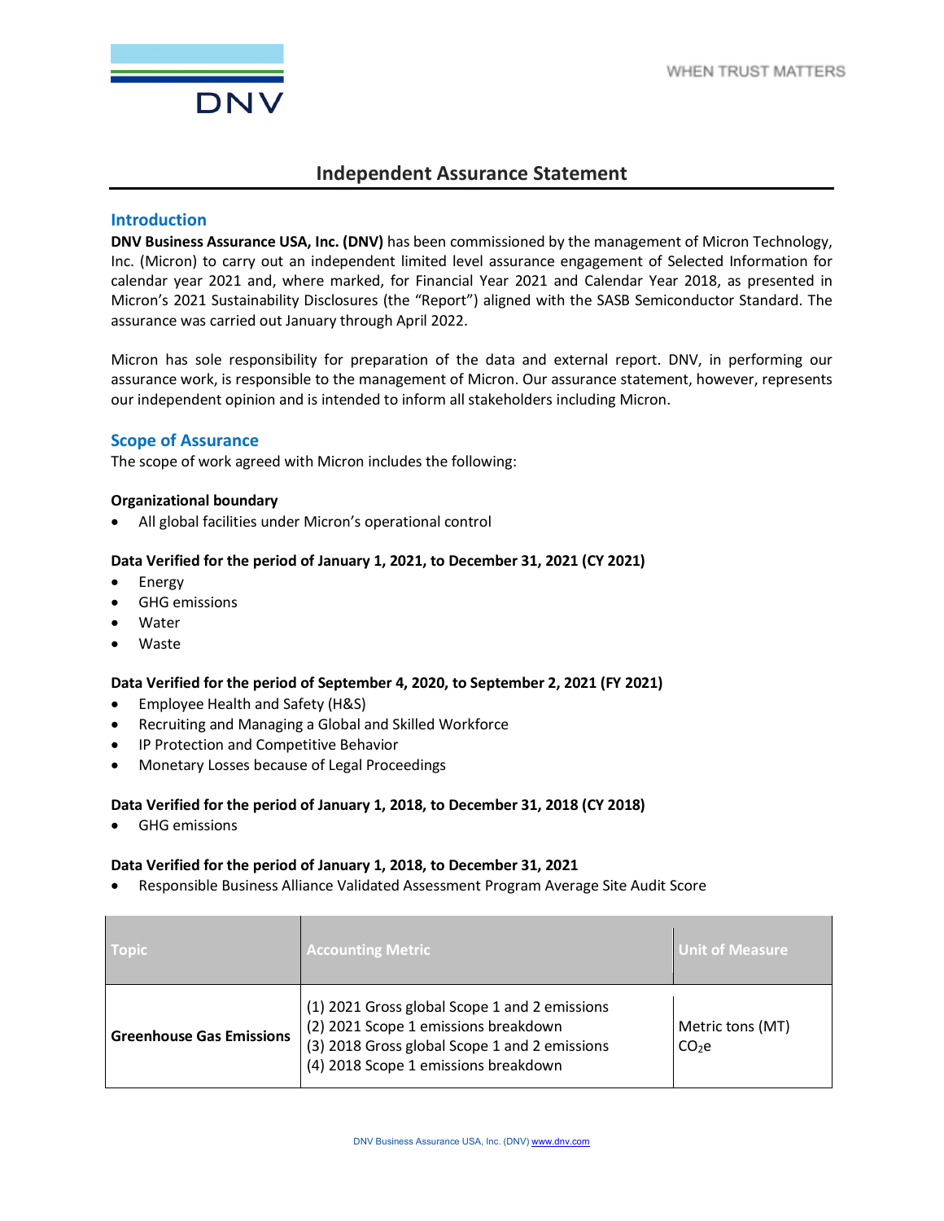# Independent Assurance Statement

## Introduction

**DNV Business Assurance USA, Inc. (DNV)** has been commissioned by the management of Micron Technology, Inc. (Micron) to carry out an independent limited level assurance engagement of Selected Information for calendar year 2021 and, where marked, for Financial Year 2021 and Calendar Year 2018, as presented in Micron's 2021 Sustainability Disclosures (the "Report") aligned with the SASB Semiconductor Standard. The assurance was carried out January through April 2022.

Micron has sole responsibility for preparation of the data and external report. DNV, in performing our assurance work, is responsible to the management of Micron. Our assurance statement, however, represents our independent opinion and is intended to inform all stakeholders including Micron.

## Scope of Assurance

The scope of work agreed with Micron includes the following:

**Organizational boundary**

- All global facilities under Micron's operational control

**Data Verified for the period of January 1, 2021, to December 31, 2021 (CY 2021)**

- Energy
- GHG emissions
- Water
- Waste

**Data Verified for the period of September 4, 2020, to September 2, 2021 (FY 2021)**

- Employee Health and Safety (H&S)
- Recruiting and Managing a Global and Skilled Workforce
- IP Protection and Competitive Behavior
- Monetary Losses because of Legal Proceedings

**Data Verified for the period of January 1, 2018, to December 31, 2018 (CY 2018)**

- GHG emissions

**Data Verified for the period of January 1, 2018, to December 31, 2021**

- Responsible Business Alliance Validated Assessment Program Average Site Audit Score

| Topic | Accounting Metric | Unit of Measure |
|---|---|---|
| **Greenhouse Gas Emissions** | (1) 2021 Gross global Scope 1 and 2 emissions<br>(2) 2021 Scope 1 emissions breakdown<br>(3) 2018 Gross global Scope 1 and 2 emissions<br>(4) 2018 Scope 1 emissions breakdown | Metric tons (MT) $CO_2e$ |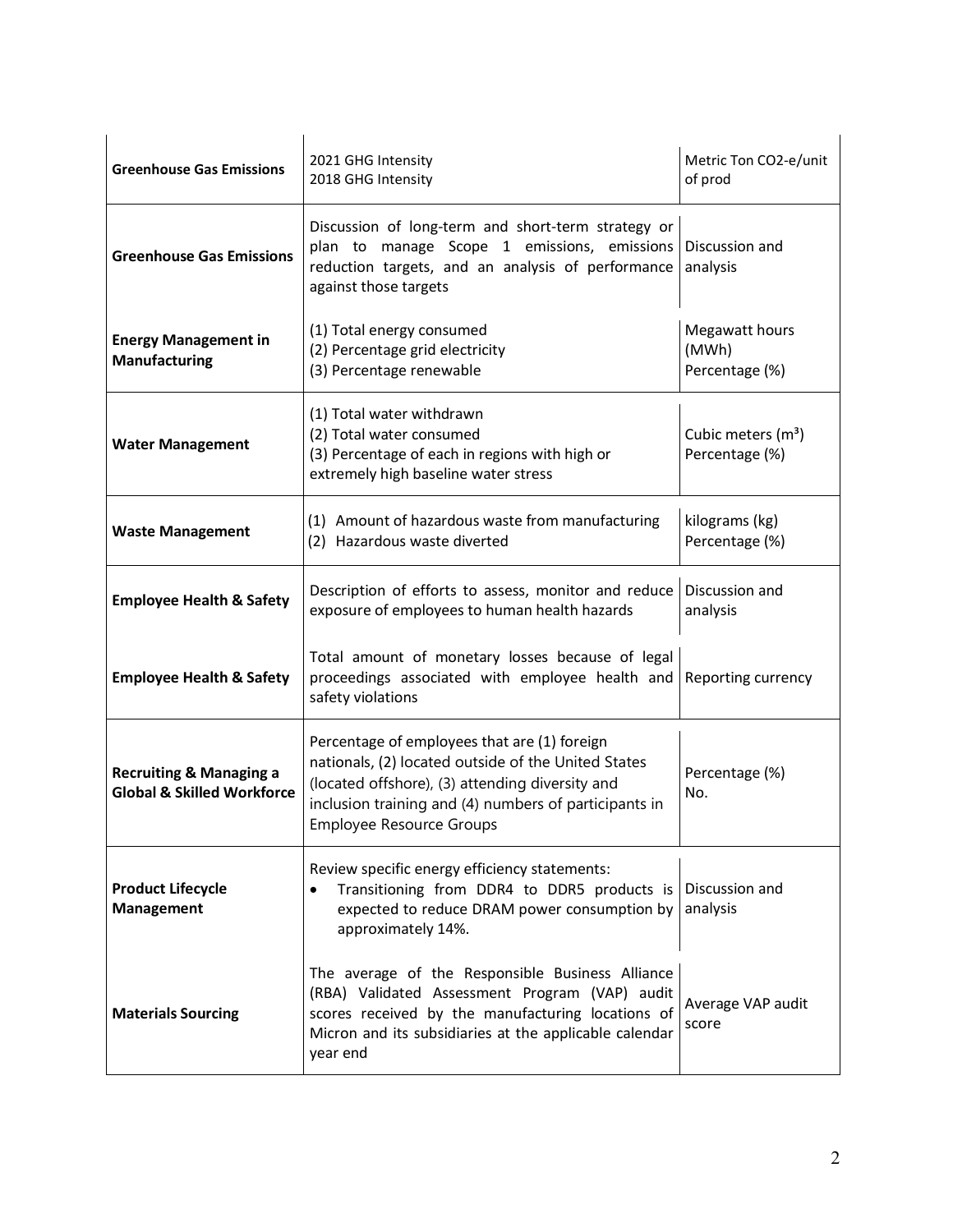| | | |
|---|---|---|
| **Greenhouse Gas Emissions** | 2021 GHG Intensity<br>2018 GHG Intensity | Metric Ton CO2-e/unit of prod |
| **Greenhouse Gas Emissions** | Discussion of long-term and short-term strategy or plan to manage Scope 1 emissions, emissions reduction targets, and an analysis of performance against those targets | Discussion and analysis |
| **Energy Management in Manufacturing** | (1) Total energy consumed<br>(2) Percentage grid electricity<br>(3) Percentage renewable | Megawatt hours (MWh)<br>Percentage (%) |
| **Water Management** | (1) Total water withdrawn<br>(2) Total water consumed<br>(3) Percentage of each in regions with high or extremely high baseline water stress | Cubic meters ($m^3$)<br>Percentage (%) |
| **Waste Management** | (1) Amount of hazardous waste from manufacturing<br>(2) Hazardous waste diverted | kilograms (kg)<br>Percentage (%) |
| **Employee Health & Safety** | Description of efforts to assess, monitor and reduce exposure of employees to human health hazards | Discussion and analysis |
| **Employee Health & Safety** | Total amount of monetary losses because of legal proceedings associated with employee health and safety violations | Reporting currency |
| **Recruiting & Managing a Global & Skilled Workforce** | Percentage of employees that are (1) foreign nationals, (2) located outside of the United States (located offshore), (3) attending diversity and inclusion training and (4) numbers of participants in Employee Resource Groups | Percentage (%)<br>No. |
| **Product Lifecycle Management** | Review specific energy efficiency statements:<br>• Transitioning from DDR4 to DDR5 products is expected to reduce DRAM power consumption by approximately 14%. | Discussion and analysis |
| **Materials Sourcing** | The average of the Responsible Business Alliance (RBA) Validated Assessment Program (VAP) audit scores received by the manufacturing locations of Micron and its subsidiaries at the applicable calendar year end | Average VAP audit score |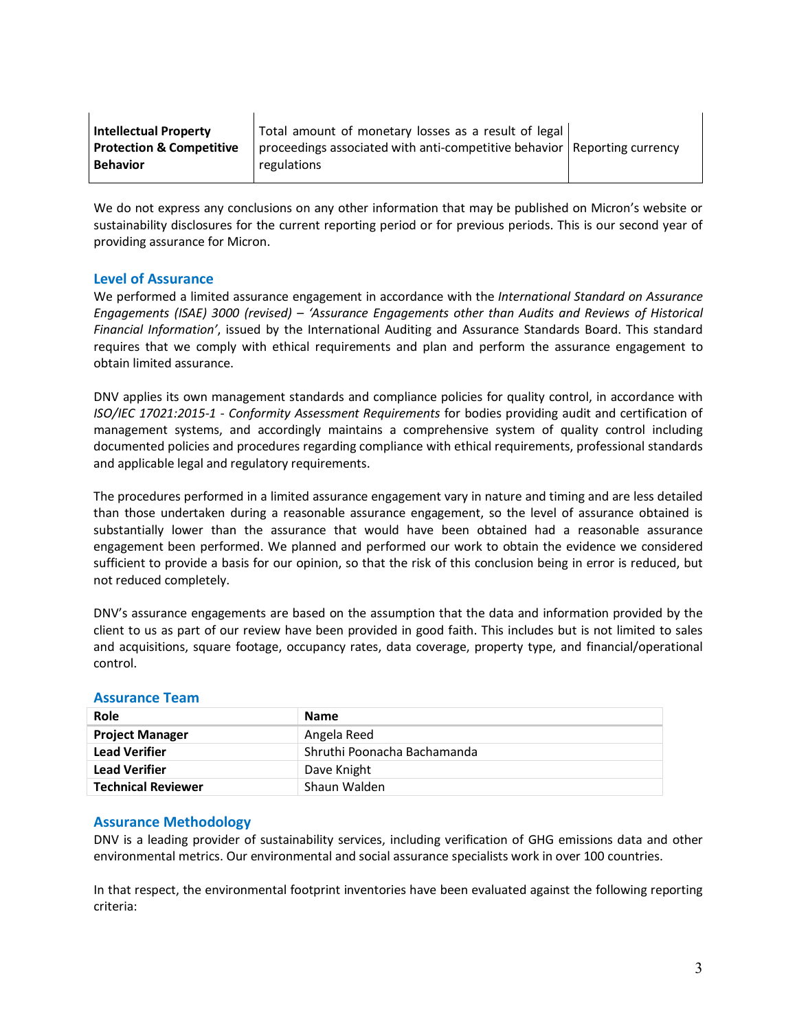| | | |
|---|---|---|
| **Intellectual Property Protection & Competitive Behavior** | Total amount of monetary losses as a result of legal proceedings associated with anti-competitive behavior regulations | Reporting currency |

We do not express any conclusions on any other information that may be published on Micron's website or sustainability disclosures for the current reporting period or for previous periods. This is our second year of providing assurance for Micron.

## Level of Assurance

We performed a limited assurance engagement in accordance with the *International Standard on Assurance Engagements (ISAE) 3000 (revised) – 'Assurance Engagements other than Audits and Reviews of Historical Financial Information'*, issued by the International Auditing and Assurance Standards Board. This standard requires that we comply with ethical requirements and plan and perform the assurance engagement to obtain limited assurance.

DNV applies its own management standards and compliance policies for quality control, in accordance with *ISO/IEC 17021:2015-1 - Conformity Assessment Requirements* for bodies providing audit and certification of management systems, and accordingly maintains a comprehensive system of quality control including documented policies and procedures regarding compliance with ethical requirements, professional standards and applicable legal and regulatory requirements.

The procedures performed in a limited assurance engagement vary in nature and timing and are less detailed than those undertaken during a reasonable assurance engagement, so the level of assurance obtained is substantially lower than the assurance that would have been obtained had a reasonable assurance engagement been performed. We planned and performed our work to obtain the evidence we considered sufficient to provide a basis for our opinion, so that the risk of this conclusion being in error is reduced, but not reduced completely.

DNV's assurance engagements are based on the assumption that the data and information provided by the client to us as part of our review have been provided in good faith. This includes but is not limited to sales and acquisitions, square footage, occupancy rates, data coverage, property type, and financial/operational control.

## Assurance Team

| Role | Name |
|---|---|
| **Project Manager** | Angela Reed |
| **Lead Verifier** | Shruthi Poonacha Bachamanda |
| **Lead Verifier** | Dave Knight |
| **Technical Reviewer** | Shaun Walden |

## Assurance Methodology

DNV is a leading provider of sustainability services, including verification of GHG emissions data and other environmental metrics. Our environmental and social assurance specialists work in over 100 countries.

In that respect, the environmental footprint inventories have been evaluated against the following reporting criteria: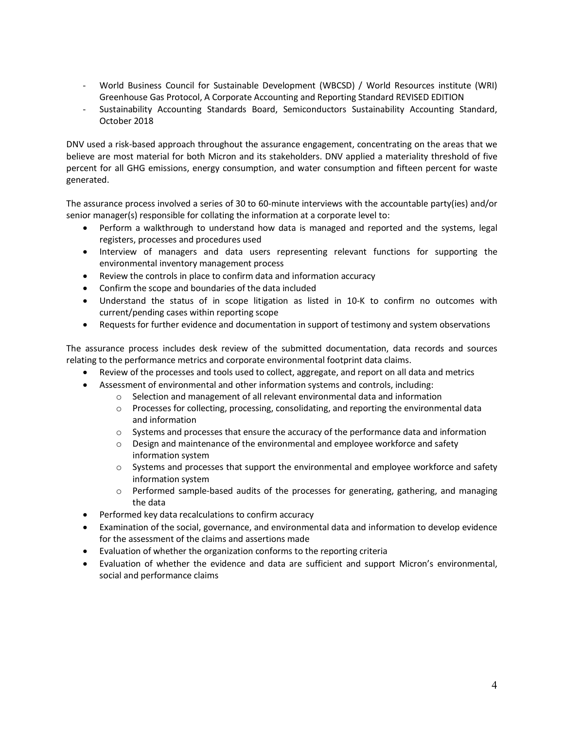- World Business Council for Sustainable Development (WBCSD) / World Resources institute (WRI) Greenhouse Gas Protocol, A Corporate Accounting and Reporting Standard REVISED EDITION
- Sustainability Accounting Standards Board, Semiconductors Sustainability Accounting Standard, October 2018

DNV used a risk-based approach throughout the assurance engagement, concentrating on the areas that we believe are most material for both Micron and its stakeholders. DNV applied a materiality threshold of five percent for all GHG emissions, energy consumption, and water consumption and fifteen percent for waste generated.

The assurance process involved a series of 30 to 60-minute interviews with the accountable party(ies) and/or senior manager(s) responsible for collating the information at a corporate level to:

- Perform a walkthrough to understand how data is managed and reported and the systems, legal registers, processes and procedures used
- Interview of managers and data users representing relevant functions for supporting the environmental inventory management process
- Review the controls in place to confirm data and information accuracy
- Confirm the scope and boundaries of the data included
- Understand the status of in scope litigation as listed in 10-K to confirm no outcomes with current/pending cases within reporting scope
- Requests for further evidence and documentation in support of testimony and system observations

The assurance process includes desk review of the submitted documentation, data records and sources relating to the performance metrics and corporate environmental footprint data claims.

- Review of the processes and tools used to collect, aggregate, and report on all data and metrics
- Assessment of environmental and other information systems and controls, including:
    - Selection and management of all relevant environmental data and information
    - Processes for collecting, processing, consolidating, and reporting the environmental data and information
    - Systems and processes that ensure the accuracy of the performance data and information
    - Design and maintenance of the environmental and employee workforce and safety information system
    - Systems and processes that support the environmental and employee workforce and safety information system
    - Performed sample-based audits of the processes for generating, gathering, and managing the data
- Performed key data recalculations to confirm accuracy
- Examination of the social, governance, and environmental data and information to develop evidence for the assessment of the claims and assertions made
- Evaluation of whether the organization conforms to the reporting criteria
- Evaluation of whether the evidence and data are sufficient and support Micron's environmental, social and performance claims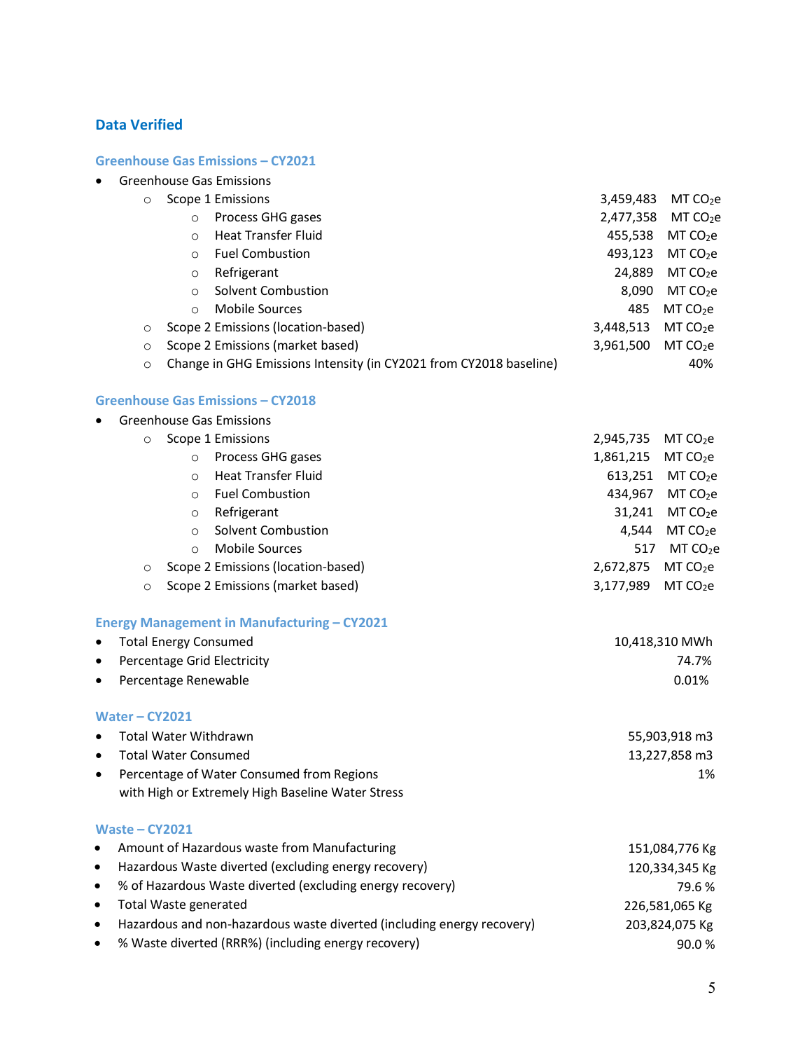## Data Verified

### Greenhouse Gas Emissions – CY2021

- Greenhouse Gas Emissions
    - Scope 1 Emissions — 3,459,483 MT $CO_2e$
        - Process GHG gases — 2,477,358 MT $CO_2e$
        - Heat Transfer Fluid — 455,538 MT $CO_2e$
        - Fuel Combustion — 493,123 MT $CO_2e$
        - Refrigerant — 24,889 MT $CO_2e$
        - Solvent Combustion — 8,090 MT $CO_2e$
        - Mobile Sources — 485 MT $CO_2e$
    - Scope 2 Emissions (location-based) — 3,448,513 MT $CO_2e$
    - Scope 2 Emissions (market based) — 3,961,500 MT $CO_2e$
    - Change in GHG Emissions Intensity (in CY2021 from CY2018 baseline) — 40%

### Greenhouse Gas Emissions – CY2018

- Greenhouse Gas Emissions
    - Scope 1 Emissions — 2,945,735 MT $CO_2e$
        - Process GHG gases — 1,861,215 MT $CO_2e$
        - Heat Transfer Fluid — 613,251 MT $CO_2e$
        - Fuel Combustion — 434,967 MT $CO_2e$
        - Refrigerant — 31,241 MT $CO_2e$
        - Solvent Combustion — 4,544 MT $CO_2e$
        - Mobile Sources — 517 MT $CO_2e$
    - Scope 2 Emissions (location-based) — 2,672,875 MT $CO_2e$
    - Scope 2 Emissions (market based) — 3,177,989 MT $CO_2e$

### Energy Management in Manufacturing – CY2021

- Total Energy Consumed — 10,418,310 MWh
- Percentage Grid Electricity — 74.7%
- Percentage Renewable — 0.01%

### Water – CY2021

- Total Water Withdrawn — 55,903,918 m3
- Total Water Consumed — 13,227,858 m3
- Percentage of Water Consumed from Regions with High or Extremely High Baseline Water Stress — 1%

### Waste – CY2021

- Amount of Hazardous waste from Manufacturing — 151,084,776 Kg
- Hazardous Waste diverted (excluding energy recovery) — 120,334,345 Kg
- % of Hazardous Waste diverted (excluding energy recovery) — 79.6 %
- Total Waste generated — 226,581,065 Kg
- Hazardous and non-hazardous waste diverted (including energy recovery) — 203,824,075 Kg
- % Waste diverted (RRR%) (including energy recovery) — 90.0 %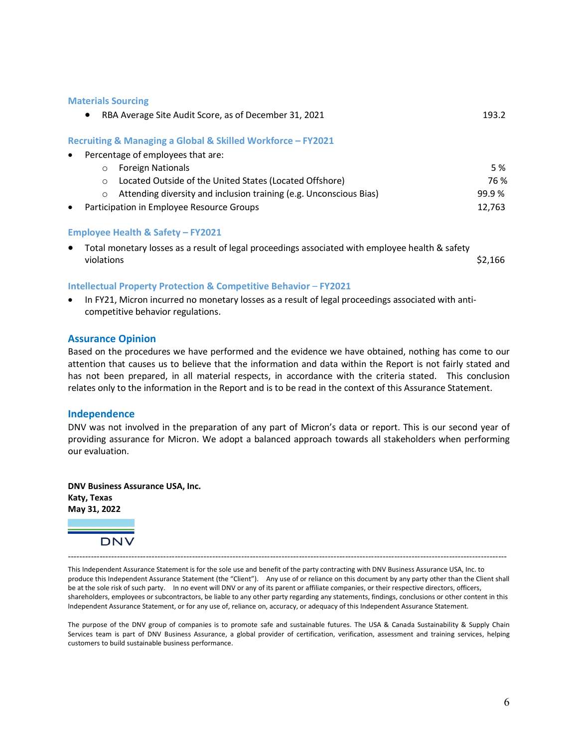### Materials Sourcing

- RBA Average Site Audit Score, as of December 31, 2021 — 193.2

### Recruiting & Managing a Global & Skilled Workforce – FY2021

- Percentage of employees that are:
  - Foreign Nationals — 5 %
  - Located Outside of the United States (Located Offshore) — 76 %
  - Attending diversity and inclusion training (e.g. Unconscious Bias) — 99.9 %
- Participation in Employee Resource Groups — 12,763

### Employee Health & Safety – FY2021

- Total monetary losses as a result of legal proceedings associated with employee health & safety violations — $2,166

### Intellectual Property Protection & Competitive Behavior – FY2021

- In FY21, Micron incurred no monetary losses as a result of legal proceedings associated with anti-competitive behavior regulations.

## Assurance Opinion

Based on the procedures we have performed and the evidence we have obtained, nothing has come to our attention that causes us to believe that the information and data within the Report is not fairly stated and has not been prepared, in all material respects, in accordance with the criteria stated. This conclusion relates only to the information in the Report and is to be read in the context of this Assurance Statement.

## Independence

DNV was not involved in the preparation of any part of Micron's data or report. This is our second year of providing assurance for Micron. We adopt a balanced approach towards all stakeholders when performing our evaluation.

**DNV Business Assurance USA, Inc.**
**Katy, Texas**
**May 31, 2022**

DNV

---

This Independent Assurance Statement is for the sole use and benefit of the party contracting with DNV Business Assurance USA, Inc. to produce this Independent Assurance Statement (the "Client"). Any use of or reliance on this document by any party other than the Client shall be at the sole risk of such party. In no event will DNV or any of its parent or affiliate companies, or their respective directors, officers, shareholders, employees or subcontractors, be liable to any other party regarding any statements, findings, conclusions or other content in this Independent Assurance Statement, or for any use of, reliance on, accuracy, or adequacy of this Independent Assurance Statement.

The purpose of the DNV group of companies is to promote safe and sustainable futures. The USA & Canada Sustainability & Supply Chain Services team is part of DNV Business Assurance, a global provider of certification, verification, assessment and training services, helping customers to build sustainable business performance.